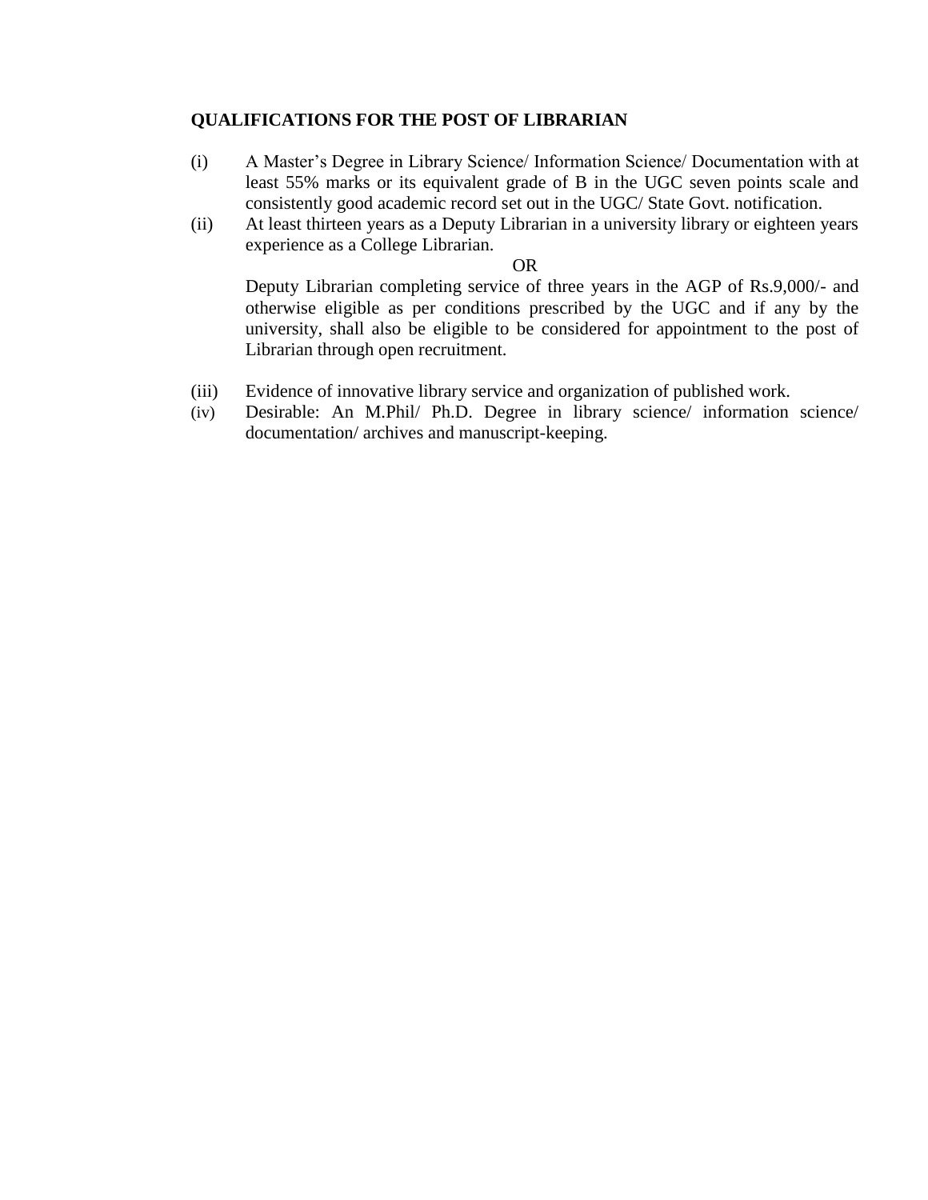**QUALIFICATIONS FOR THE POST OF LIBRARIAN**

(i) A Master's Degree in Library Science/ Information Science/ Documentation with at least 55% marks or its equivalent grade of B in the UGC seven points scale and consistently good academic record set out in the UGC/ State Govt. notification.

(ii) At least thirteen years as a Deputy Librarian in a university library or eighteen years experience as a College Librarian.

OR

Deputy Librarian completing service of three years in the AGP of Rs.9,000/- and otherwise eligible as per conditions prescribed by the UGC and if any by the university, shall also be eligible to be considered for appointment to the post of Librarian through open recruitment.

(iii) Evidence of innovative library service and organization of published work.

(iv) Desirable: An M.Phil/ Ph.D. Degree in library science/ information science/ documentation/ archives and manuscript-keeping.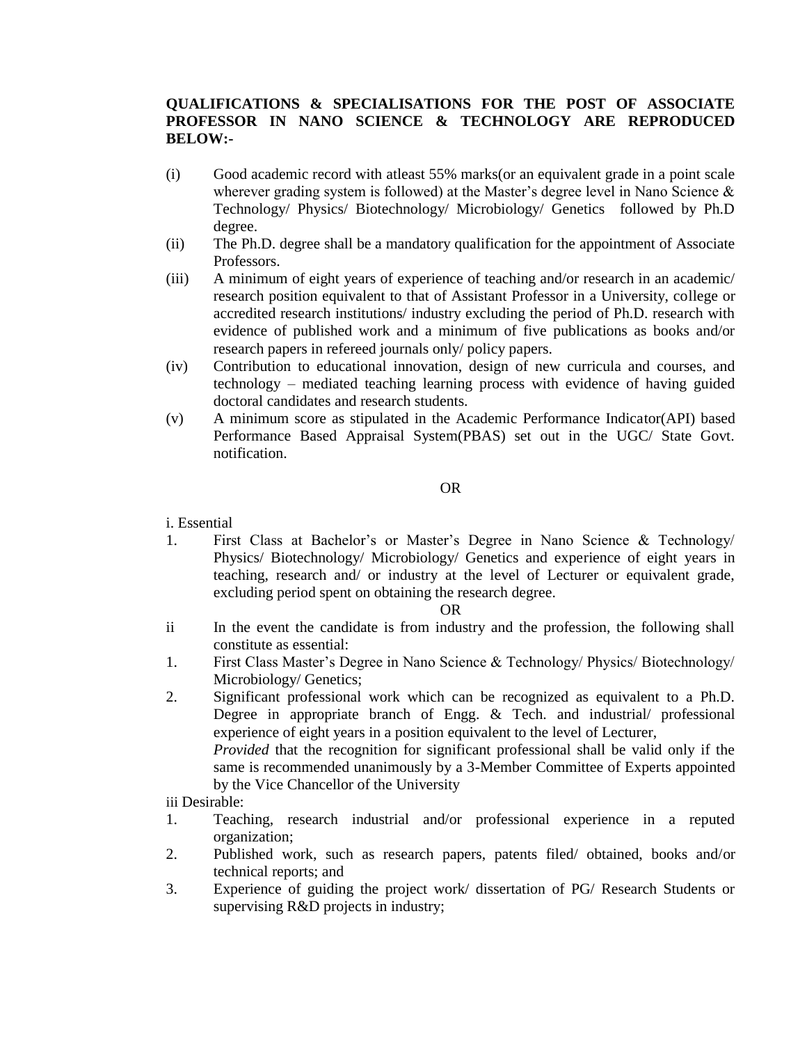**QUALIFICATIONS & SPECIALISATIONS FOR THE POST OF ASSOCIATE PROFESSOR IN NANO SCIENCE & TECHNOLOGY ARE REPRODUCED BELOW:-**

(i) Good academic record with atleast 55% marks(or an equivalent grade in a point scale wherever grading system is followed) at the Master's degree level in Nano Science & Technology/ Physics/ Biotechnology/ Microbiology/ Genetics followed by Ph.D degree.

(ii) The Ph.D. degree shall be a mandatory qualification for the appointment of Associate Professors.

(iii) A minimum of eight years of experience of teaching and/or research in an academic/ research position equivalent to that of Assistant Professor in a University, college or accredited research institutions/ industry excluding the period of Ph.D. research with evidence of published work and a minimum of five publications as books and/or research papers in refereed journals only/ policy papers.

(iv) Contribution to educational innovation, design of new curricula and courses, and technology – mediated teaching learning process with evidence of having guided doctoral candidates and research students.

(v) A minimum score as stipulated in the Academic Performance Indicator(API) based Performance Based Appraisal System(PBAS) set out in the UGC/ State Govt. notification.

OR

i. Essential

1. First Class at Bachelor's or Master's Degree in Nano Science & Technology/ Physics/ Biotechnology/ Microbiology/ Genetics and experience of eight years in teaching, research and/ or industry at the level of Lecturer or equivalent grade, excluding period spent on obtaining the research degree.

OR

ii In the event the candidate is from industry and the profession, the following shall constitute as essential:

1. First Class Master's Degree in Nano Science & Technology/ Physics/ Biotechnology/ Microbiology/ Genetics;
2. Significant professional work which can be recognized as equivalent to a Ph.D. Degree in appropriate branch of Engg. & Tech. and industrial/ professional experience of eight years in a position equivalent to the level of Lecturer,

   *Provided* that the recognition for significant professional shall be valid only if the same is recommended unanimously by a 3-Member Committee of Experts appointed by the Vice Chancellor of the University

iii Desirable:

1. Teaching, research industrial and/or professional experience in a reputed organization;
2. Published work, such as research papers, patents filed/ obtained, books and/or technical reports; and
3. Experience of guiding the project work/ dissertation of PG/ Research Students or supervising R&D projects in industry;